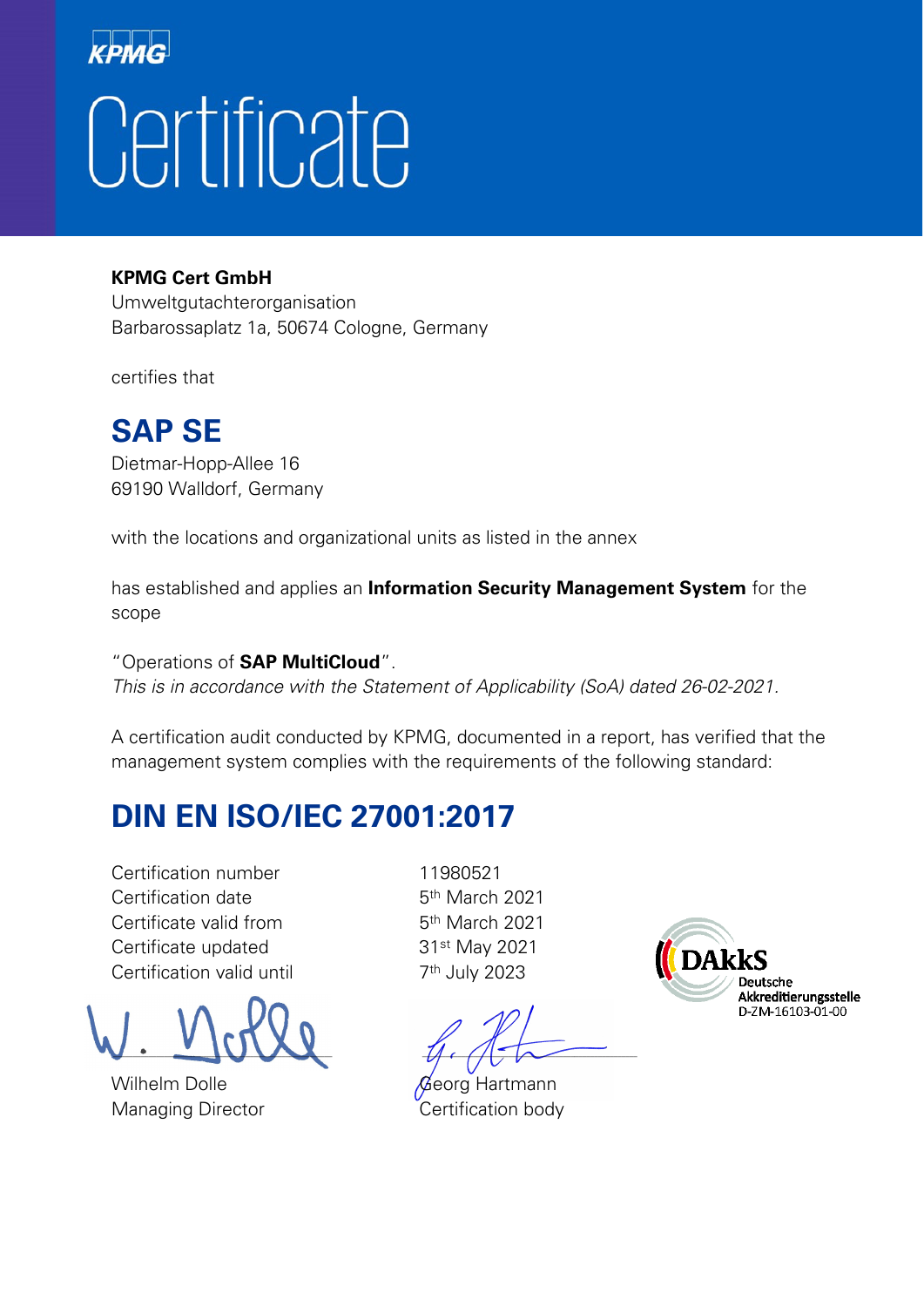KPMG

# Certificate

**KPMG Cert GmbH**
Umweltgutachterorganisation
Barbarossaplatz 1a, 50674 Cologne, Germany

certifies that

## SAP SE

Dietmar-Hopp-Allee 16
69190 Walldorf, Germany

with the locations and organizational units as listed in the annex

has established and applies an **Information Security Management System** for the scope

"Operations of **SAP MultiCloud**".
*This is in accordance with the Statement of Applicability (SoA) dated 26-02-2021.*

A certification audit conducted by KPMG, documented in a report, has verified that the management system complies with the requirements of the following standard:

## DIN EN ISO/IEC 27001:2017

| | |
|---|---|
| Certification number | 11980521 |
| Certification date | 5th March 2021 |
| Certificate valid from | 5th March 2021 |
| Certificate updated | 31st May 2021 |
| Certification valid until | 7th July 2023 |

DAkkS
Deutsche Akkreditierungsstelle
D-ZM-16103-01-00

Wilhelm Dolle
Managing Director

Georg Hartmann
Certification body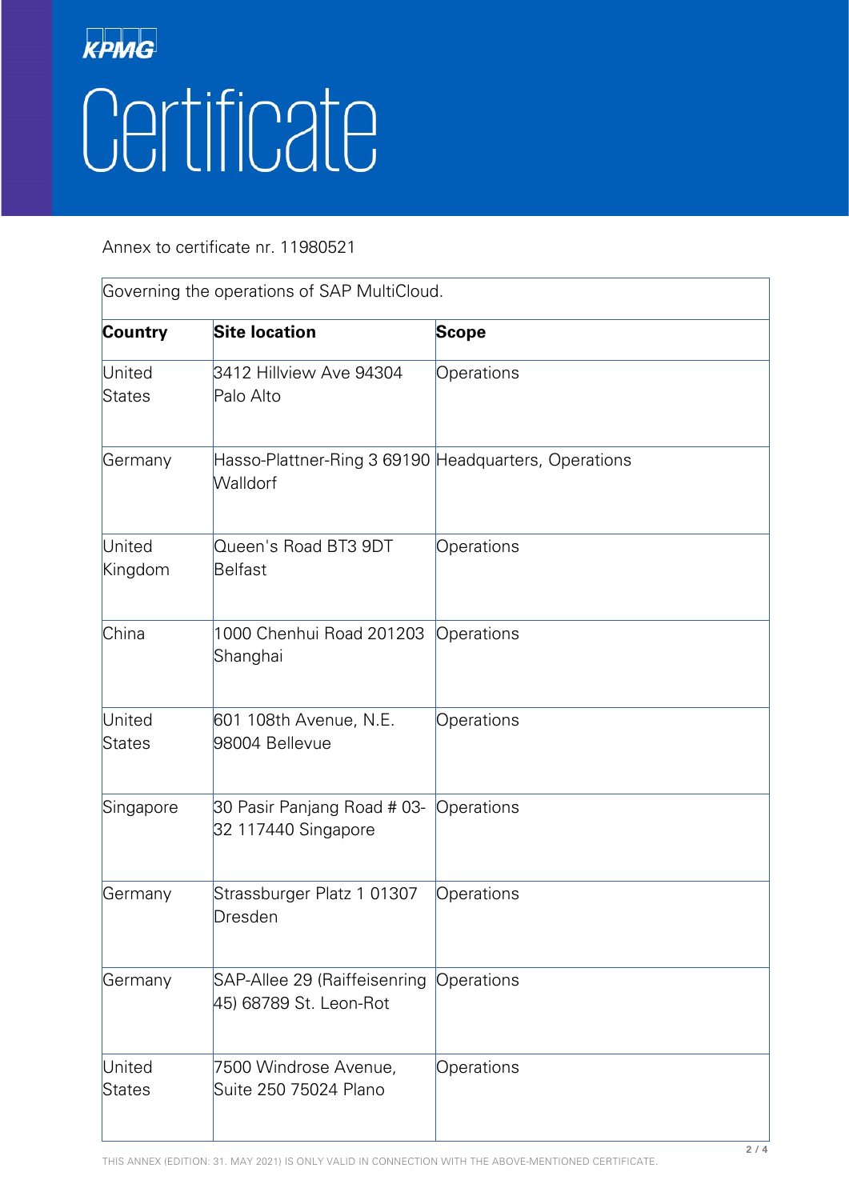# Certificate

Annex to certificate nr. 11980521

| Governing the operations of SAP MultiCloud. | | |
|---|---|---|
| **Country** | **Site location** | **Scope** |
| United States | 3412 Hillview Ave 94304 Palo Alto | Operations |
| Germany | Hasso-Plattner-Ring 3 69190 Walldorf | Headquarters, Operations |
| United Kingdom | Queen's Road BT3 9DT Belfast | Operations |
| China | 1000 Chenhui Road 201203 Shanghai | Operations |
| United States | 601 108th Avenue, N.E. 98004 Bellevue | Operations |
| Singapore | 30 Pasir Panjang Road # 03-32 117440 Singapore | Operations |
| Germany | Strassburger Platz 1 01307 Dresden | Operations |
| Germany | SAP-Allee 29 (Raiffeisenring 45) 68789 St. Leon-Rot | Operations |
| United States | 7500 Windrose Avenue, Suite 250 75024 Plano | Operations |

THIS ANNEX (EDITION: 31. MAY 2021) IS ONLY VALID IN CONNECTION WITH THE ABOVE-MENTIONED CERTIFICATE.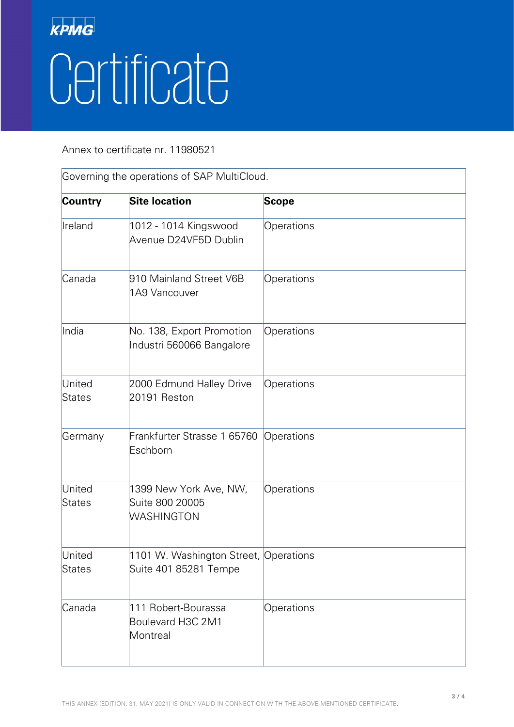KPMG

# Certificate

Annex to certificate nr. 11980521

| Governing the operations of SAP MultiCloud. | | |
|---|---|---|
| **Country** | **Site location** | **Scope** |
| Ireland | 1012 - 1014 Kingswood Avenue D24VF5D Dublin | Operations |
| Canada | 910 Mainland Street V6B 1A9 Vancouver | Operations |
| India | No. 138, Export Promotion Industri 560066 Bangalore | Operations |
| United States | 2000 Edmund Halley Drive 20191 Reston | Operations |
| Germany | Frankfurter Strasse 1 65760 Eschborn | Operations |
| United States | 1399 New York Ave, NW, Suite 800 20005 WASHINGTON | Operations |
| United States | 1101 W. Washington Street, Suite 401 85281 Tempe | Operations |
| Canada | 111 Robert-Bourassa Boulevard H3C 2M1 Montreal | Operations |

THIS ANNEX (EDITION: 31. MAY 2021) IS ONLY VALID IN CONNECTION WITH THE ABOVE-MENTIONED CERTIFICATE.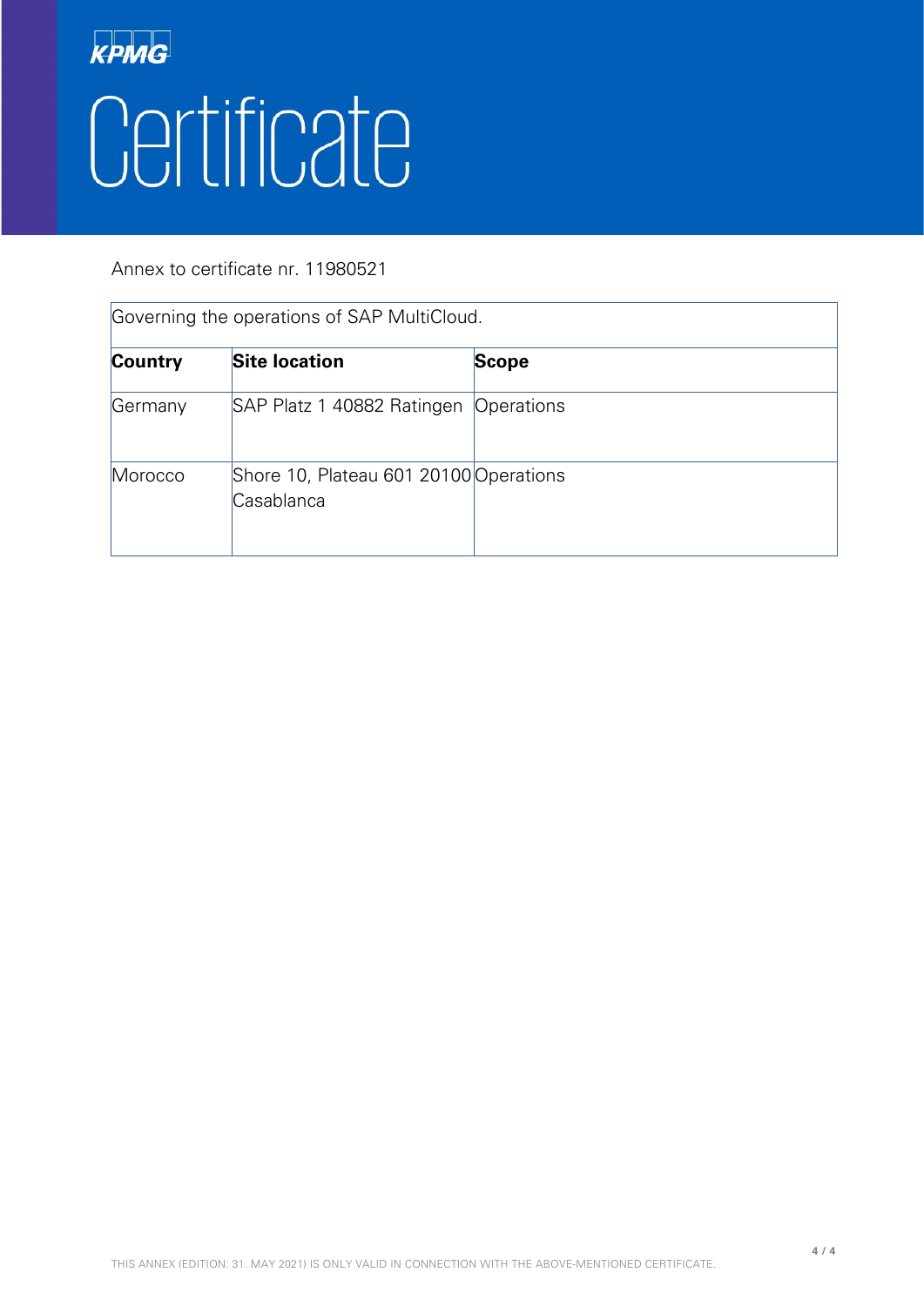KPMG

# Certificate

Annex to certificate nr. 11980521

| Governing the operations of SAP MultiCloud. | | |
|---|---|---|
| **Country** | **Site location** | **Scope** |
| Germany | SAP Platz 1 40882 Ratingen | Operations |
| Morocco | Shore 10, Plateau 601 20100 Casablanca | Operations |

THIS ANNEX (EDITION: 31. MAY 2021) IS ONLY VALID IN CONNECTION WITH THE ABOVE-MENTIONED CERTIFICATE.